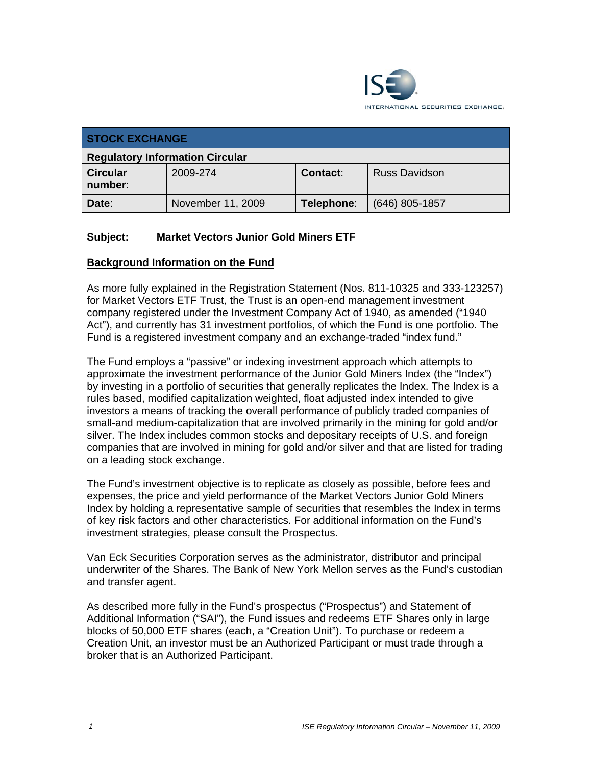| STOCK EXCHANGE | | | |
|---|---|---|---|
| **Regulatory Information Circular** | | | |
| **Circular number**: | 2009-274 | **Contact**: | Russ Davidson |
| **Date**: | November 11, 2009 | **Telephone**: | (646) 805-1857 |

**Subject: Market Vectors Junior Gold Miners ETF**

## Background Information on the Fund

As more fully explained in the Registration Statement (Nos. 811-10325 and 333-123257) for Market Vectors ETF Trust, the Trust is an open-end management investment company registered under the Investment Company Act of 1940, as amended ("1940 Act"), and currently has 31 investment portfolios, of which the Fund is one portfolio. The Fund is a registered investment company and an exchange-traded "index fund."

The Fund employs a "passive" or indexing investment approach which attempts to approximate the investment performance of the Junior Gold Miners Index (the "Index") by investing in a portfolio of securities that generally replicates the Index. The Index is a rules based, modified capitalization weighted, float adjusted index intended to give investors a means of tracking the overall performance of publicly traded companies of small-and medium-capitalization that are involved primarily in the mining for gold and/or silver. The Index includes common stocks and depositary receipts of U.S. and foreign companies that are involved in mining for gold and/or silver and that are listed for trading on a leading stock exchange.

The Fund's investment objective is to replicate as closely as possible, before fees and expenses, the price and yield performance of the Market Vectors Junior Gold Miners Index by holding a representative sample of securities that resembles the Index in terms of key risk factors and other characteristics. For additional information on the Fund's investment strategies, please consult the Prospectus.

Van Eck Securities Corporation serves as the administrator, distributor and principal underwriter of the Shares. The Bank of New York Mellon serves as the Fund's custodian and transfer agent.

As described more fully in the Fund's prospectus ("Prospectus") and Statement of Additional Information ("SAI"), the Fund issues and redeems ETF Shares only in large blocks of 50,000 ETF shares (each, a "Creation Unit"). To purchase or redeem a Creation Unit, an investor must be an Authorized Participant or must trade through a broker that is an Authorized Participant.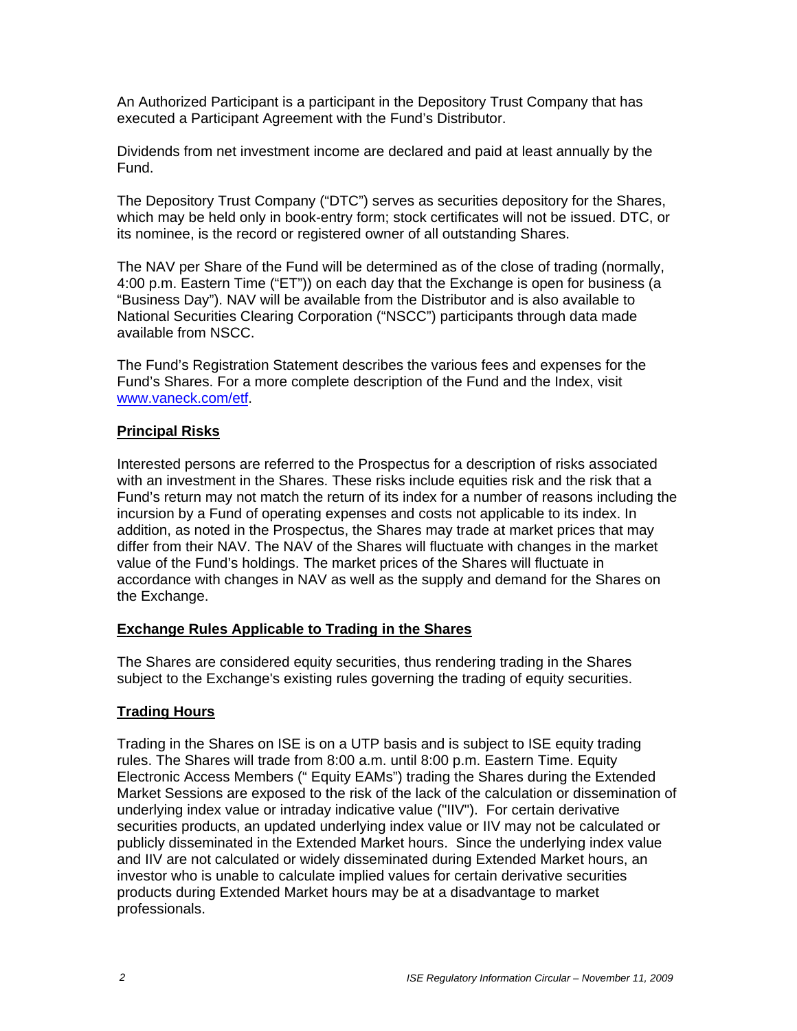An Authorized Participant is a participant in the Depository Trust Company that has executed a Participant Agreement with the Fund's Distributor.

Dividends from net investment income are declared and paid at least annually by the Fund.

The Depository Trust Company ("DTC") serves as securities depository for the Shares, which may be held only in book-entry form; stock certificates will not be issued. DTC, or its nominee, is the record or registered owner of all outstanding Shares.

The NAV per Share of the Fund will be determined as of the close of trading (normally, 4:00 p.m. Eastern Time ("ET")) on each day that the Exchange is open for business (a "Business Day"). NAV will be available from the Distributor and is also available to National Securities Clearing Corporation ("NSCC") participants through data made available from NSCC.

The Fund's Registration Statement describes the various fees and expenses for the Fund's Shares. For a more complete description of the Fund and the Index, visit www.vaneck.com/etf.

## Principal Risks

Interested persons are referred to the Prospectus for a description of risks associated with an investment in the Shares. These risks include equities risk and the risk that a Fund's return may not match the return of its index for a number of reasons including the incursion by a Fund of operating expenses and costs not applicable to its index. In addition, as noted in the Prospectus, the Shares may trade at market prices that may differ from their NAV. The NAV of the Shares will fluctuate with changes in the market value of the Fund's holdings. The market prices of the Shares will fluctuate in accordance with changes in NAV as well as the supply and demand for the Shares on the Exchange.

## Exchange Rules Applicable to Trading in the Shares

The Shares are considered equity securities, thus rendering trading in the Shares subject to the Exchange's existing rules governing the trading of equity securities.

## Trading Hours

Trading in the Shares on ISE is on a UTP basis and is subject to ISE equity trading rules. The Shares will trade from 8:00 a.m. until 8:00 p.m. Eastern Time. Equity Electronic Access Members (" Equity EAMs") trading the Shares during the Extended Market Sessions are exposed to the risk of the lack of the calculation or dissemination of underlying index value or intraday indicative value ("IIV"). For certain derivative securities products, an updated underlying index value or IIV may not be calculated or publicly disseminated in the Extended Market hours. Since the underlying index value and IIV are not calculated or widely disseminated during Extended Market hours, an investor who is unable to calculate implied values for certain derivative securities products during Extended Market hours may be at a disadvantage to market professionals.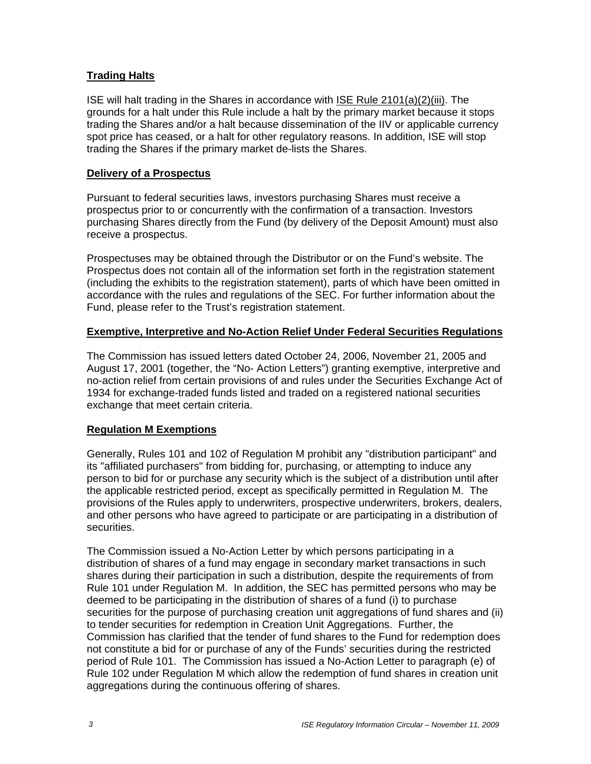## Trading Halts

ISE will halt trading in the Shares in accordance with ISE Rule 2101(a)(2)(iii). The grounds for a halt under this Rule include a halt by the primary market because it stops trading the Shares and/or a halt because dissemination of the IIV or applicable currency spot price has ceased, or a halt for other regulatory reasons. In addition, ISE will stop trading the Shares if the primary market de-lists the Shares.

## Delivery of a Prospectus

Pursuant to federal securities laws, investors purchasing Shares must receive a prospectus prior to or concurrently with the confirmation of a transaction. Investors purchasing Shares directly from the Fund (by delivery of the Deposit Amount) must also receive a prospectus.

Prospectuses may be obtained through the Distributor or on the Fund's website. The Prospectus does not contain all of the information set forth in the registration statement (including the exhibits to the registration statement), parts of which have been omitted in accordance with the rules and regulations of the SEC. For further information about the Fund, please refer to the Trust's registration statement.

## Exemptive, Interpretive and No-Action Relief Under Federal Securities Regulations

The Commission has issued letters dated October 24, 2006, November 21, 2005 and August 17, 2001 (together, the "No- Action Letters") granting exemptive, interpretive and no-action relief from certain provisions of and rules under the Securities Exchange Act of 1934 for exchange-traded funds listed and traded on a registered national securities exchange that meet certain criteria.

## Regulation M Exemptions

Generally, Rules 101 and 102 of Regulation M prohibit any "distribution participant" and its "affiliated purchasers" from bidding for, purchasing, or attempting to induce any person to bid for or purchase any security which is the subject of a distribution until after the applicable restricted period, except as specifically permitted in Regulation M. The provisions of the Rules apply to underwriters, prospective underwriters, brokers, dealers, and other persons who have agreed to participate or are participating in a distribution of securities.

The Commission issued a No-Action Letter by which persons participating in a distribution of shares of a fund may engage in secondary market transactions in such shares during their participation in such a distribution, despite the requirements of from Rule 101 under Regulation M. In addition, the SEC has permitted persons who may be deemed to be participating in the distribution of shares of a fund (i) to purchase securities for the purpose of purchasing creation unit aggregations of fund shares and (ii) to tender securities for redemption in Creation Unit Aggregations. Further, the Commission has clarified that the tender of fund shares to the Fund for redemption does not constitute a bid for or purchase of any of the Funds' securities during the restricted period of Rule 101. The Commission has issued a No-Action Letter to paragraph (e) of Rule 102 under Regulation M which allow the redemption of fund shares in creation unit aggregations during the continuous offering of shares.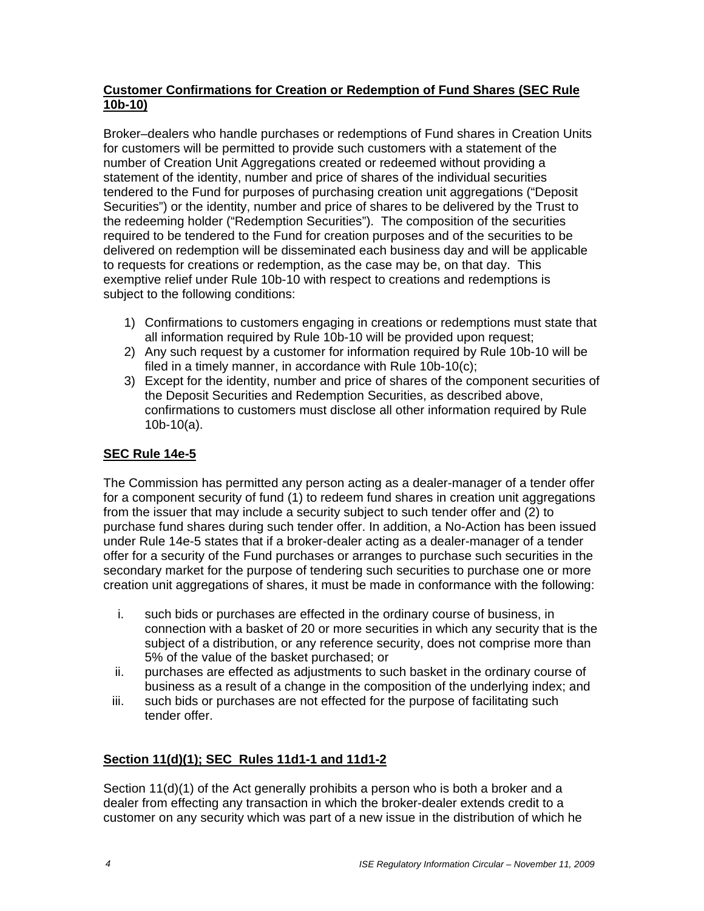**Customer Confirmations for Creation or Redemption of Fund Shares (SEC Rule 10b-10)**

Broker–dealers who handle purchases or redemptions of Fund shares in Creation Units for customers will be permitted to provide such customers with a statement of the number of Creation Unit Aggregations created or redeemed without providing a statement of the identity, number and price of shares of the individual securities tendered to the Fund for purposes of purchasing creation unit aggregations ("Deposit Securities") or the identity, number and price of shares to be delivered by the Trust to the redeeming holder ("Redemption Securities"). The composition of the securities required to be tendered to the Fund for creation purposes and of the securities to be delivered on redemption will be disseminated each business day and will be applicable to requests for creations or redemption, as the case may be, on that day. This exemptive relief under Rule 10b-10 with respect to creations and redemptions is subject to the following conditions:

1) Confirmations to customers engaging in creations or redemptions must state that all information required by Rule 10b-10 will be provided upon request;
2) Any such request by a customer for information required by Rule 10b-10 will be filed in a timely manner, in accordance with Rule 10b-10(c);
3) Except for the identity, number and price of shares of the component securities of the Deposit Securities and Redemption Securities, as described above, confirmations to customers must disclose all other information required by Rule 10b-10(a).

**SEC Rule 14e-5**

The Commission has permitted any person acting as a dealer-manager of a tender offer for a component security of fund (1) to redeem fund shares in creation unit aggregations from the issuer that may include a security subject to such tender offer and (2) to purchase fund shares during such tender offer. In addition, a No-Action has been issued under Rule 14e-5 states that if a broker-dealer acting as a dealer-manager of a tender offer for a security of the Fund purchases or arranges to purchase such securities in the secondary market for the purpose of tendering such securities to purchase one or more creation unit aggregations of shares, it must be made in conformance with the following:

i. such bids or purchases are effected in the ordinary course of business, in connection with a basket of 20 or more securities in which any security that is the subject of a distribution, or any reference security, does not comprise more than 5% of the value of the basket purchased; or
ii. purchases are effected as adjustments to such basket in the ordinary course of business as a result of a change in the composition of the underlying index; and
iii. such bids or purchases are not effected for the purpose of facilitating such tender offer.

**Section 11(d)(1); SEC Rules 11d1-1 and 11d1-2**

Section 11(d)(1) of the Act generally prohibits a person who is both a broker and a dealer from effecting any transaction in which the broker-dealer extends credit to a customer on any security which was part of a new issue in the distribution of which he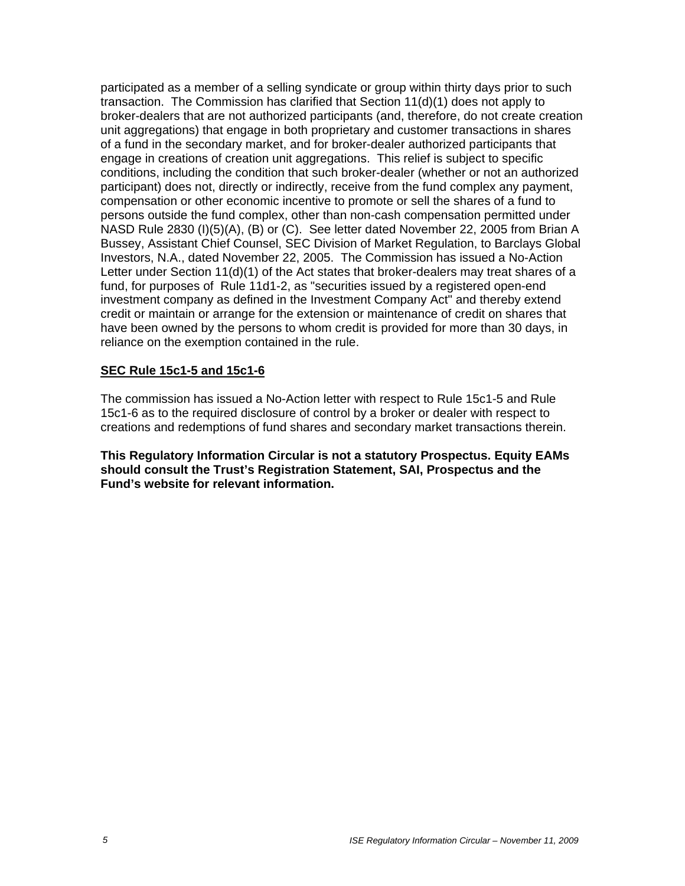participated as a member of a selling syndicate or group within thirty days prior to such transaction. The Commission has clarified that Section 11(d)(1) does not apply to broker-dealers that are not authorized participants (and, therefore, do not create creation unit aggregations) that engage in both proprietary and customer transactions in shares of a fund in the secondary market, and for broker-dealer authorized participants that engage in creations of creation unit aggregations. This relief is subject to specific conditions, including the condition that such broker-dealer (whether or not an authorized participant) does not, directly or indirectly, receive from the fund complex any payment, compensation or other economic incentive to promote or sell the shares of a fund to persons outside the fund complex, other than non-cash compensation permitted under NASD Rule 2830 (I)(5)(A), (B) or (C). See letter dated November 22, 2005 from Brian A Bussey, Assistant Chief Counsel, SEC Division of Market Regulation, to Barclays Global Investors, N.A., dated November 22, 2005. The Commission has issued a No-Action Letter under Section 11(d)(1) of the Act states that broker-dealers may treat shares of a fund, for purposes of Rule 11d1-2, as "securities issued by a registered open-end investment company as defined in the Investment Company Act" and thereby extend credit or maintain or arrange for the extension or maintenance of credit on shares that have been owned by the persons to whom credit is provided for more than 30 days, in reliance on the exemption contained in the rule.

**SEC Rule 15c1-5 and 15c1-6**

The commission has issued a No-Action letter with respect to Rule 15c1-5 and Rule 15c1-6 as to the required disclosure of control by a broker or dealer with respect to creations and redemptions of fund shares and secondary market transactions therein.

**This Regulatory Information Circular is not a statutory Prospectus. Equity EAMs should consult the Trust's Registration Statement, SAI, Prospectus and the Fund's website for relevant information.**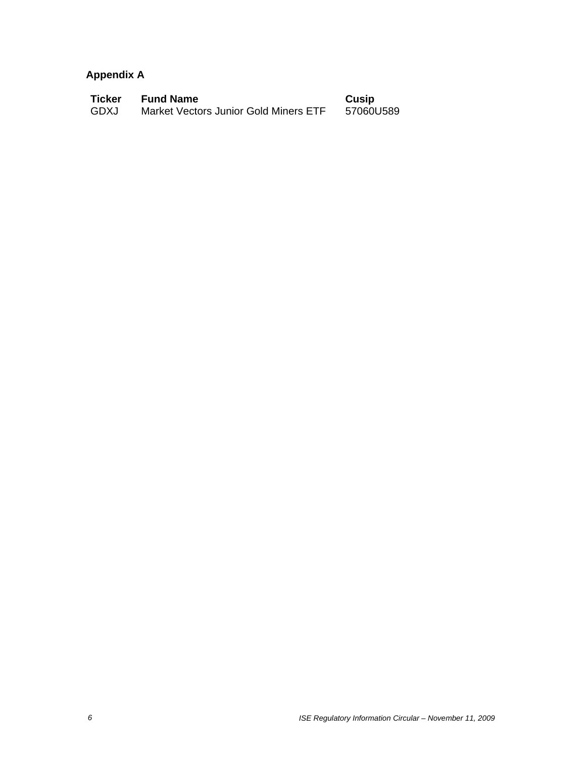**Appendix A**

| Ticker | Fund Name | Cusip |
| --- | --- | --- |
| GDXJ | Market Vectors Junior Gold Miners ETF | 57060U589 |